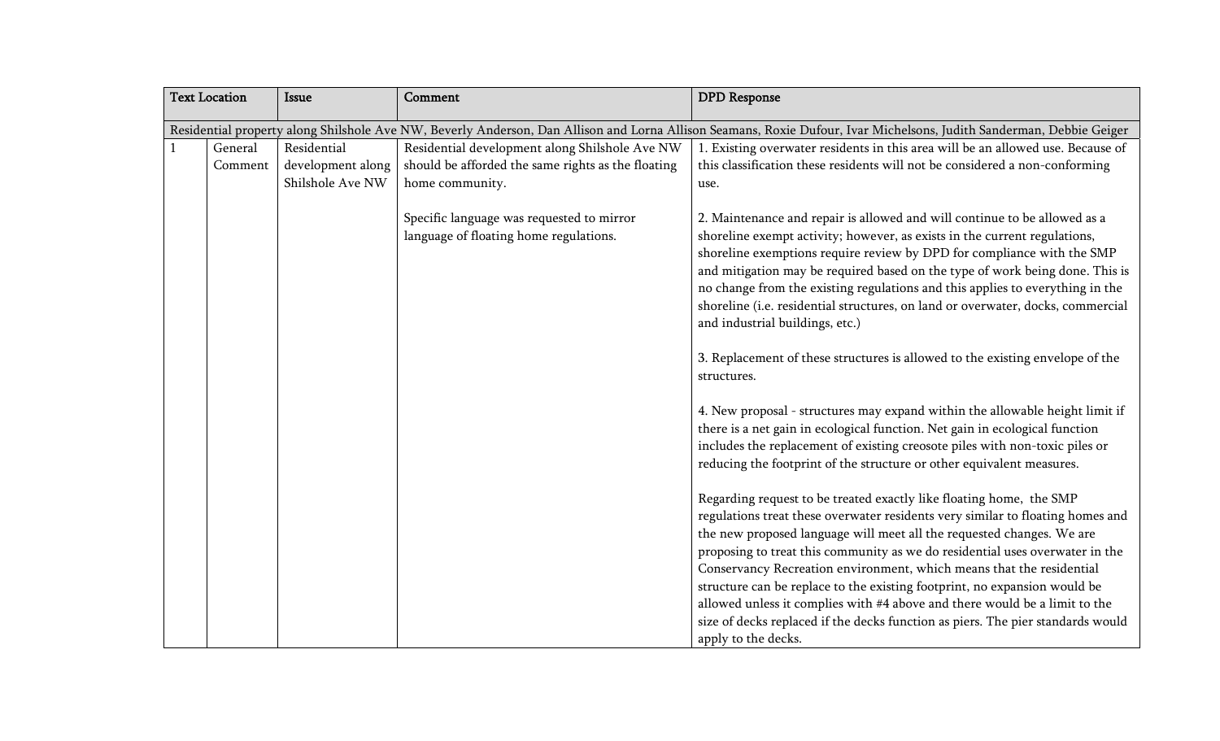| Text Location | | Issue | Comment | DPD Response |
|---|---|---|---|---|
| Residential property along Shilshole Ave NW, Beverly Anderson, Dan Allison and Lorna Allison Seamans, Roxie Dufour, Ivar Michelsons, Judith Sanderman, Debbie Geiger | | | | |
| 1 | General Comment | Residential development along Shilshole Ave NW | Residential development along Shilshole Ave NW should be afforded the same rights as the floating home community.<br><br>Specific language was requested to mirror language of floating home regulations. | 1. Existing overwater residents in this area will be an allowed use. Because of this classification these residents will not be considered a non-conforming use.<br><br>2. Maintenance and repair is allowed and will continue to be allowed as a shoreline exempt activity; however, as exists in the current regulations, shoreline exemptions require review by DPD for compliance with the SMP and mitigation may be required based on the type of work being done. This is no change from the existing regulations and this applies to everything in the shoreline (i.e. residential structures, on land or overwater, docks, commercial and industrial buildings, etc.)<br><br>3. Replacement of these structures is allowed to the existing envelope of the structures.<br><br>4. New proposal - structures may expand within the allowable height limit if there is a net gain in ecological function. Net gain in ecological function includes the replacement of existing creosote piles with non-toxic piles or reducing the footprint of the structure or other equivalent measures.<br><br>Regarding request to be treated exactly like floating home, the SMP regulations treat these overwater residents very similar to floating homes and the new proposed language will meet all the requested changes. We are proposing to treat this community as we do residential uses overwater in the Conservancy Recreation environment, which means that the residential structure can be replace to the existing footprint, no expansion would be allowed unless it complies with #4 above and there would be a limit to the size of decks replaced if the decks function as piers. The pier standards would apply to the decks. |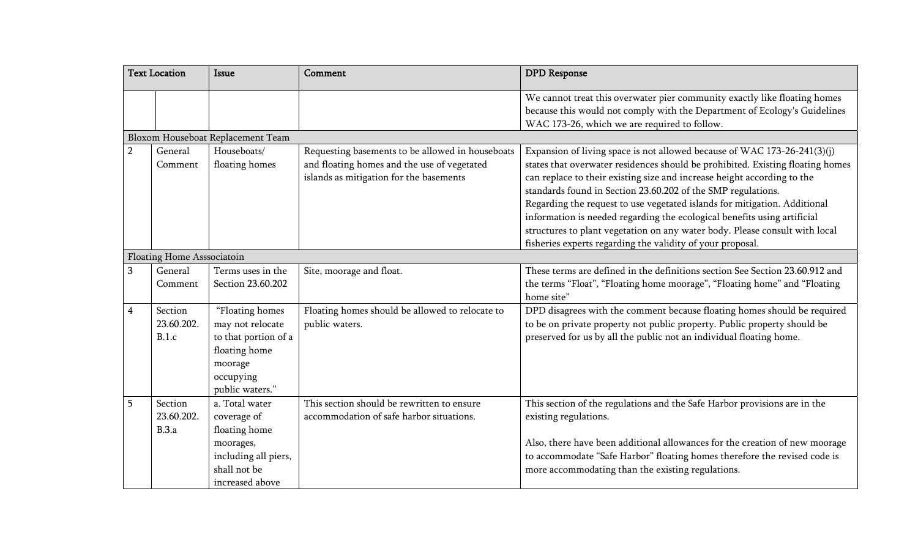| Text Location | | Issue | Comment | DPD Response |
|---|---|---|---|---|
| | | | | We cannot treat this overwater pier community exactly like floating homes because this would not comply with the Department of Ecology's Guidelines WAC 173-26, which we are required to follow. |
| Bloxom Houseboat Replacement Team | | | | |
| 2 | General Comment | Houseboats/ floating homes | Requesting basements to be allowed in houseboats and floating homes and the use of vegetated islands as mitigation for the basements | Expansion of living space is not allowed because of WAC 173-26-241(3)(j) states that overwater residences should be prohibited. Existing floating homes can replace to their existing size and increase height according to the standards found in Section 23.60.202 of the SMP regulations.<br>Regarding the request to use vegetated islands for mitigation. Additional information is needed regarding the ecological benefits using artificial structures to plant vegetation on any water body. Please consult with local fisheries experts regarding the validity of your proposal. |
| Floating Home Asssociatoin | | | | |
| 3 | General Comment | Terms uses in the Section 23.60.202 | Site, moorage and float. | These terms are defined in the definitions section See Section 23.60.912 and the terms "Float", "Floating home moorage", "Floating home" and "Floating home site" |
| 4 | Section 23.60.202. B.1.c | "Floating homes may not relocate to that portion of a floating home moorage occupying public waters." | Floating homes should be allowed to relocate to public waters. | DPD disagrees with the comment because floating homes should be required to be on private property not public property. Public property should be preserved for us by all the public not an individual floating home. |
| 5 | Section 23.60.202. B.3.a | a. Total water coverage of floating home moorages, including all piers, shall not be increased above | This section should be rewritten to ensure accommodation of safe harbor situations. | This section of the regulations and the Safe Harbor provisions are in the existing regulations.<br><br>Also, there have been additional allowances for the creation of new moorage to accommodate "Safe Harbor" floating homes therefore the revised code is more accommodating than the existing regulations. |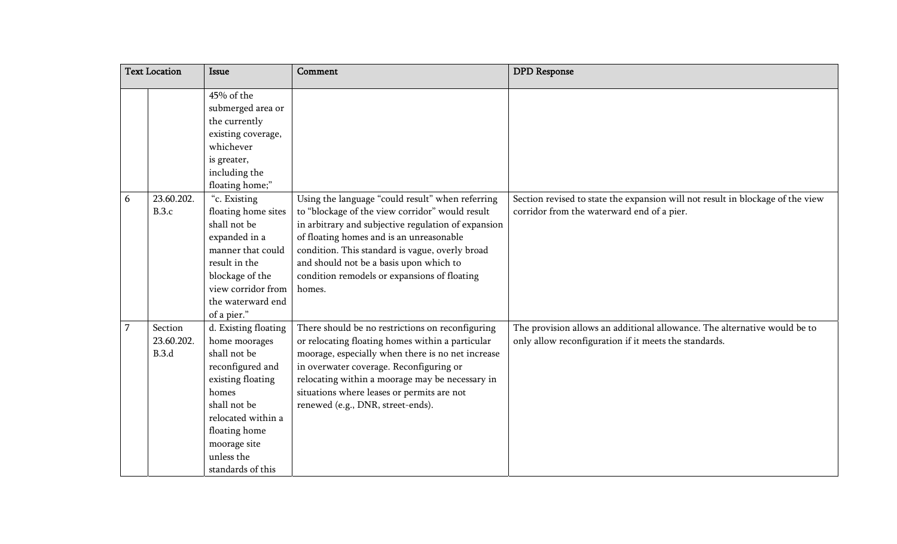| Text Location | | Issue | Comment | DPD Response |
|---|---|---|---|---|
| | | 45% of the submerged area or the currently existing coverage, whichever is greater, including the floating home;" | | |
| 6 | 23.60.202. B.3.c | "c. Existing floating home sites shall not be expanded in a manner that could result in the blockage of the view corridor from the waterward end of a pier." | Using the language "could result" when referring to "blockage of the view corridor" would result in arbitrary and subjective regulation of expansion of floating homes and is an unreasonable condition. This standard is vague, overly broad and should not be a basis upon which to condition remodels or expansions of floating homes. | Section revised to state the expansion will not result in blockage of the view corridor from the waterward end of a pier. |
| 7 | Section 23.60.202. B.3.d | d. Existing floating home moorages shall not be reconfigured and existing floating homes shall not be relocated within a floating home moorage site unless the standards of this | There should be no restrictions on reconfiguring or relocating floating homes within a particular moorage, especially when there is no net increase in overwater coverage. Reconfiguring or relocating within a moorage may be necessary in situations where leases or permits are not renewed (e.g., DNR, street-ends). | The provision allows an additional allowance. The alternative would be to only allow reconfiguration if it meets the standards. |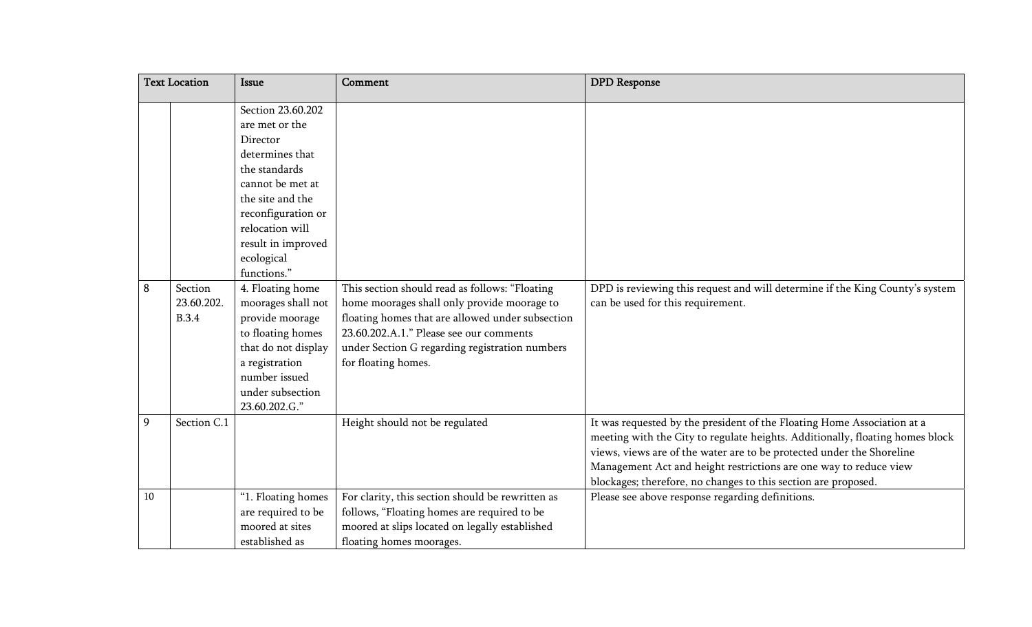| Text Location | | Issue | Comment | DPD Response |
| --- | --- | --- | --- | --- |
| | | Section 23.60.202 are met or the Director determines that the standards cannot be met at the site and the reconfiguration or relocation will result in improved ecological functions." | | |
| 8 | Section 23.60.202.B.3.4 | 4. Floating home moorages shall not provide moorage to floating homes that do not display a registration number issued under subsection 23.60.202.G." | This section should read as follows: "Floating home moorages shall only provide moorage to floating homes that are allowed under subsection 23.60.202.A.1." Please see our comments under Section G regarding registration numbers for floating homes. | DPD is reviewing this request and will determine if the King County's system can be used for this requirement. |
| 9 | Section C.1 | | Height should not be regulated | It was requested by the president of the Floating Home Association at a meeting with the City to regulate heights. Additionally, floating homes block views, views are of the water are to be protected under the Shoreline Management Act and height restrictions are one way to reduce view blockages; therefore, no changes to this section are proposed. |
| 10 | | "1. Floating homes are required to be moored at sites established as | For clarity, this section should be rewritten as follows, "Floating homes are required to be moored at slips located on legally established floating homes moorages. | Please see above response regarding definitions. |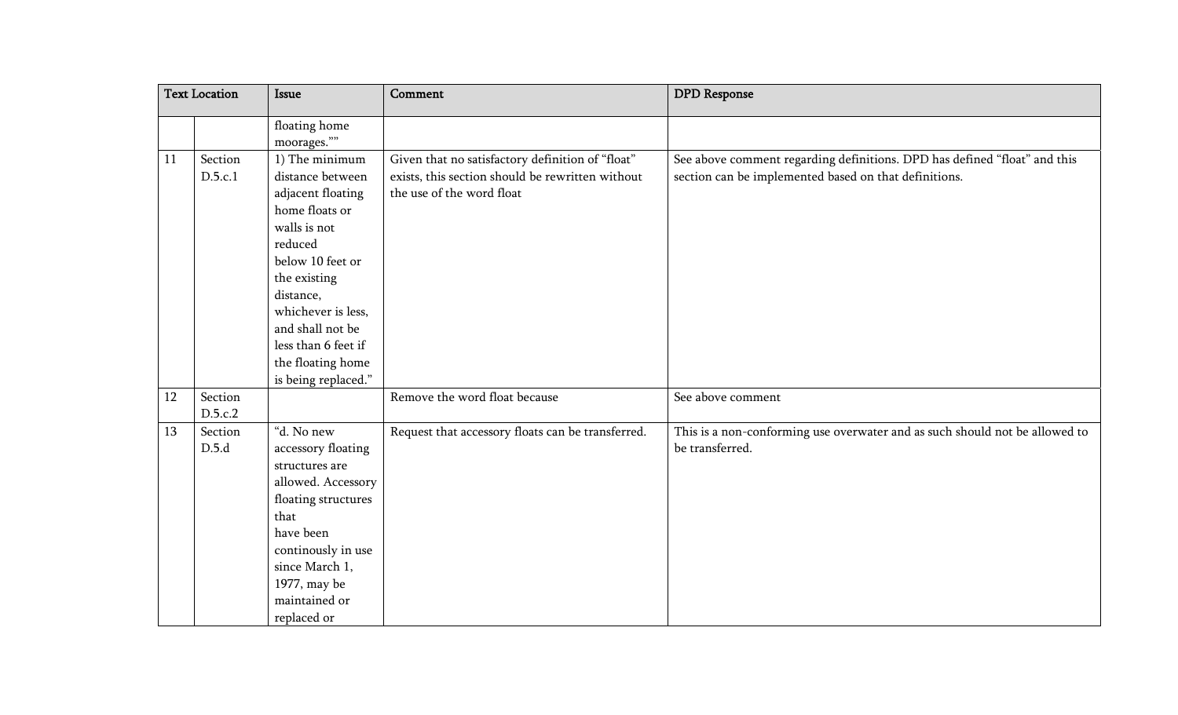| Text Location | | Issue | Comment | DPD Response |
|---|---|---|---|---|
| | | floating home moorages."" | | |
| 11 | Section D.5.c.1 | 1) The minimum distance between adjacent floating home floats or walls is not reduced below 10 feet or the existing distance, whichever is less, and shall not be less than 6 feet if the floating home is being replaced." | Given that no satisfactory definition of "float" exists, this section should be rewritten without the use of the word float | See above comment regarding definitions. DPD has defined "float" and this section can be implemented based on that definitions. |
| 12 | Section D.5.c.2 | | Remove the word float because | See above comment |
| 13 | Section D.5.d | "d. No new accessory floating structures are allowed. Accessory floating structures that have been continously in use since March 1, 1977, may be maintained or replaced or | Request that accessory floats can be transferred. | This is a non-conforming use overwater and as such should not be allowed to be transferred. |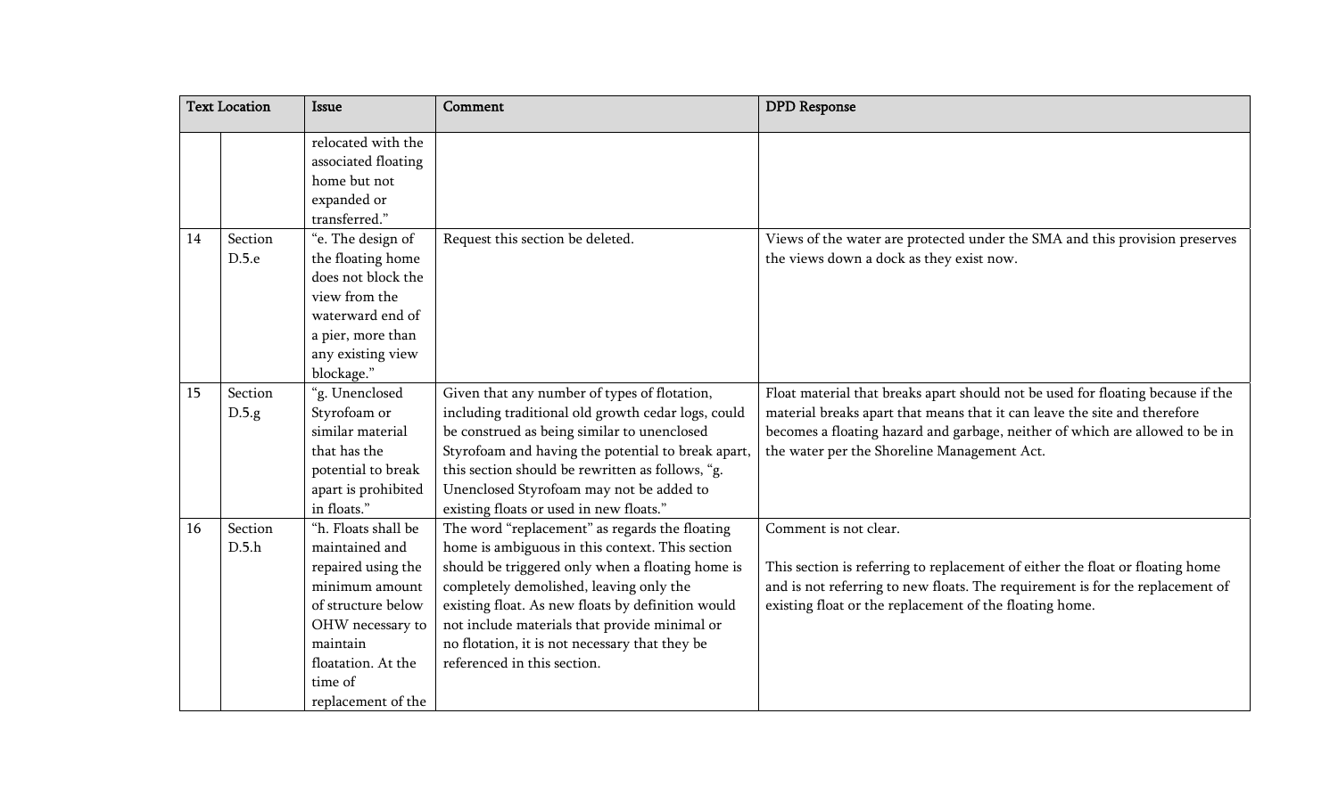| Text Location | | Issue | Comment | DPD Response |
|---|---|---|---|---|
| | | relocated with the associated floating home but not expanded or transferred." | | |
| 14 | Section D.5.e | "e. The design of the floating home does not block the view from the waterward end of a pier, more than any existing view blockage." | Request this section be deleted. | Views of the water are protected under the SMA and this provision preserves the views down a dock as they exist now. |
| 15 | Section D.5.g | "g. Unenclosed Styrofoam or similar material that has the potential to break apart is prohibited in floats." | Given that any number of types of flotation, including traditional old growth cedar logs, could be construed as being similar to unenclosed Styrofoam and having the potential to break apart, this section should be rewritten as follows, "g. Unenclosed Styrofoam may not be added to existing floats or used in new floats." | Float material that breaks apart should not be used for floating because if the material breaks apart that means that it can leave the site and therefore becomes a floating hazard and garbage, neither of which are allowed to be in the water per the Shoreline Management Act. |
| 16 | Section D.5.h | "h. Floats shall be maintained and repaired using the minimum amount of structure below OHW necessary to maintain floatation. At the time of replacement of the | The word "replacement" as regards the floating home is ambiguous in this context. This section should be triggered only when a floating home is completely demolished, leaving only the existing float. As new floats by definition would not include materials that provide minimal or no flotation, it is not necessary that they be referenced in this section. | Comment is not clear.<br><br>This section is referring to replacement of either the float or floating home and is not referring to new floats. The requirement is for the replacement of existing float or the replacement of the floating home. |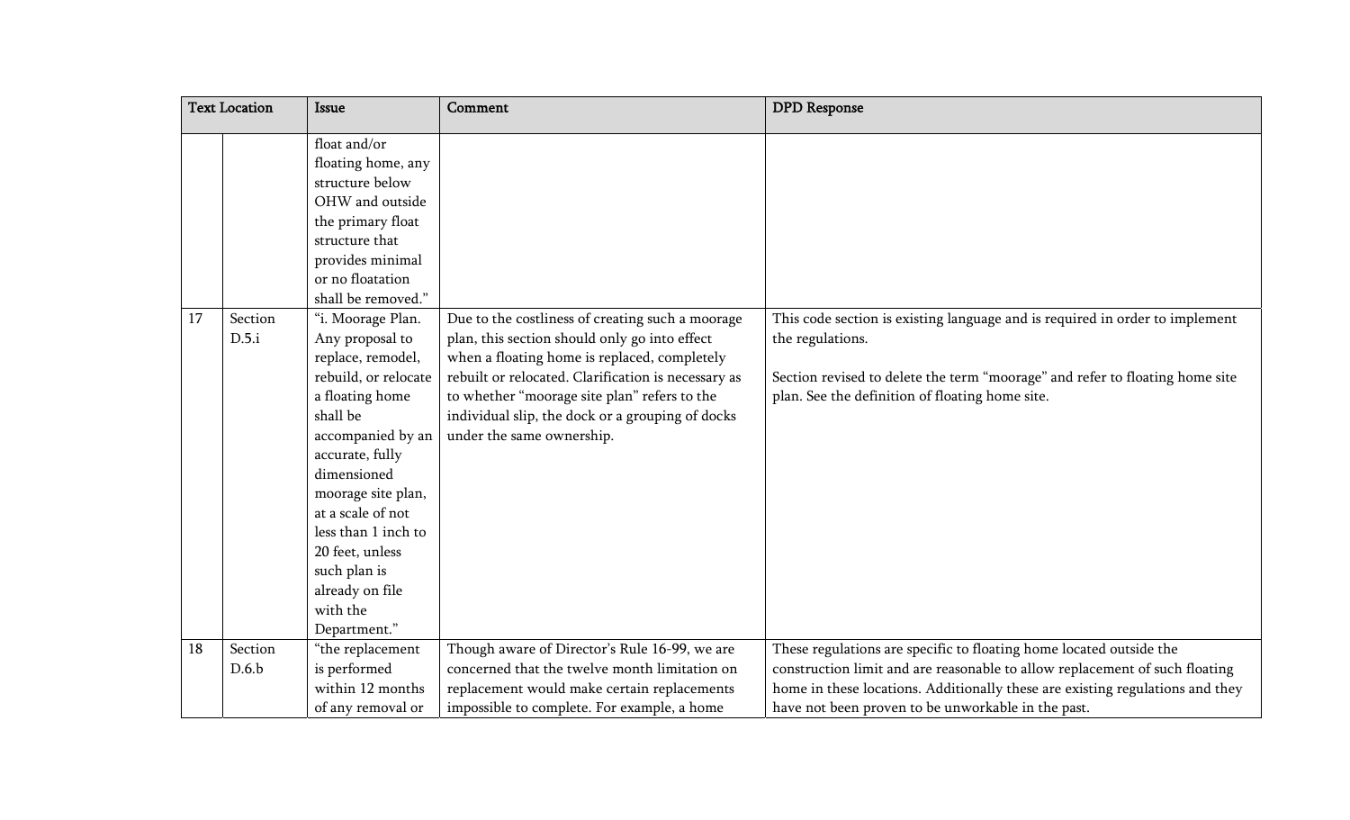| Text Location | | Issue | Comment | DPD Response |
|---|---|---|---|---|
| | | float and/or floating home, any structure below OHW and outside the primary float structure that provides minimal or no floatation shall be removed." | | |
| 17 | Section D.5.i | "i. Moorage Plan. Any proposal to replace, remodel, rebuild, or relocate a floating home shall be accompanied by an accurate, fully dimensioned moorage site plan, at a scale of not less than 1 inch to 20 feet, unless such plan is already on file with the Department." | Due to the costliness of creating such a moorage plan, this section should only go into effect when a floating home is replaced, completely rebuilt or relocated. Clarification is necessary as to whether "moorage site plan" refers to the individual slip, the dock or a grouping of docks under the same ownership. | This code section is existing language and is required in order to implement the regulations.<br><br>Section revised to delete the term "moorage" and refer to floating home site plan. See the definition of floating home site. |
| 18 | Section D.6.b | "the replacement is performed within 12 months of any removal or | Though aware of Director's Rule 16-99, we are concerned that the twelve month limitation on replacement would make certain replacements impossible to complete. For example, a home | These regulations are specific to floating home located outside the construction limit and are reasonable to allow replacement of such floating home in these locations. Additionally these are existing regulations and they have not been proven to be unworkable in the past. |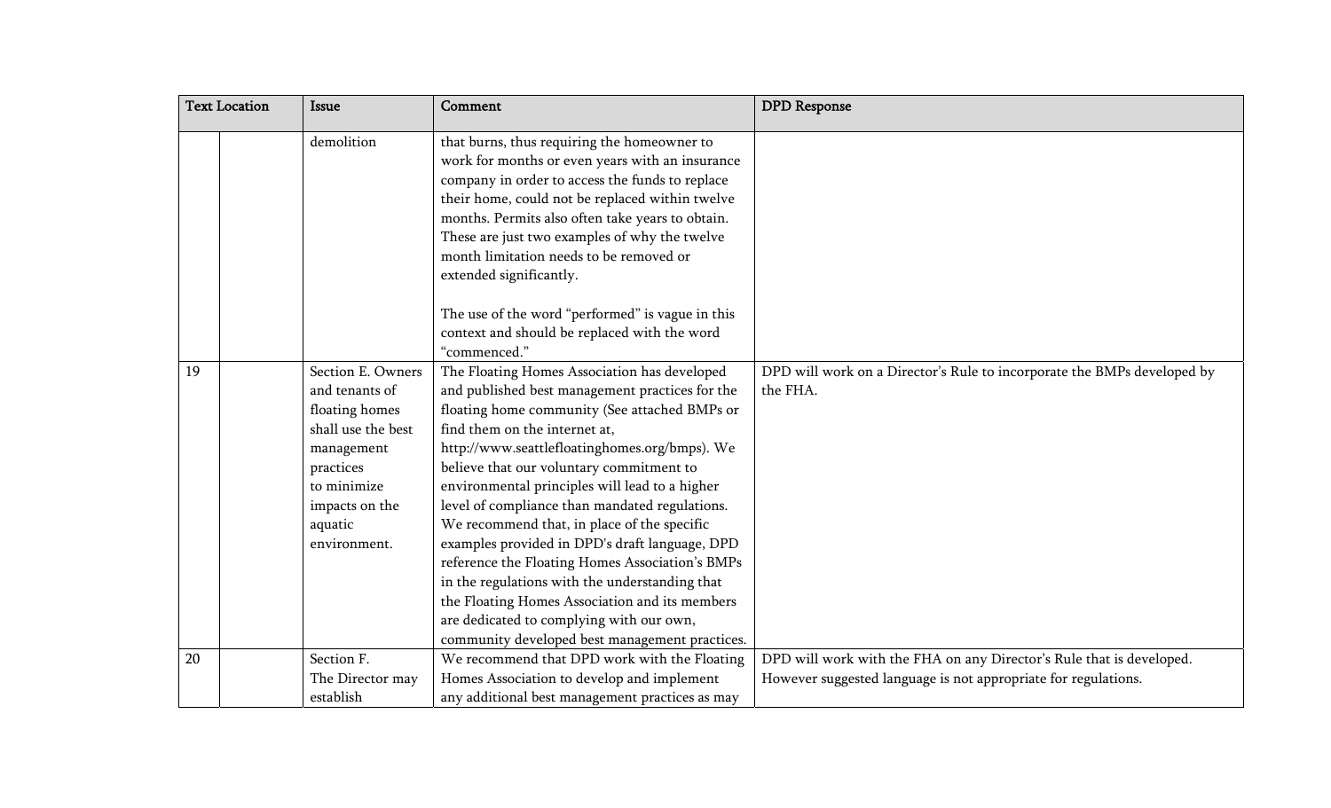| Text Location | | Issue | Comment | DPD Response |
|---|---|---|---|---|
| | | demolition | that burns, thus requiring the homeowner to work for months or even years with an insurance company in order to access the funds to replace their home, could not be replaced within twelve months. Permits also often take years to obtain. These are just two examples of why the twelve month limitation needs to be removed or extended significantly.<br><br>The use of the word "performed" is vague in this context and should be replaced with the word "commenced." | |
| 19 | | Section E. Owners and tenants of floating homes shall use the best management practices to minimize impacts on the aquatic environment. | The Floating Homes Association has developed and published best management practices for the floating home community (See attached BMPs or find them on the internet at, http://www.seattlefloatinghomes.org/bmps). We believe that our voluntary commitment to environmental principles will lead to a higher level of compliance than mandated regulations. We recommend that, in place of the specific examples provided in DPD's draft language, DPD reference the Floating Homes Association's BMPs in the regulations with the understanding that the Floating Homes Association and its members are dedicated to complying with our own, community developed best management practices. | DPD will work on a Director's Rule to incorporate the BMPs developed by the FHA. |
| 20 | | Section F. The Director may establish | We recommend that DPD work with the Floating Homes Association to develop and implement any additional best management practices as may | DPD will work with the FHA on any Director's Rule that is developed. However suggested language is not appropriate for regulations. |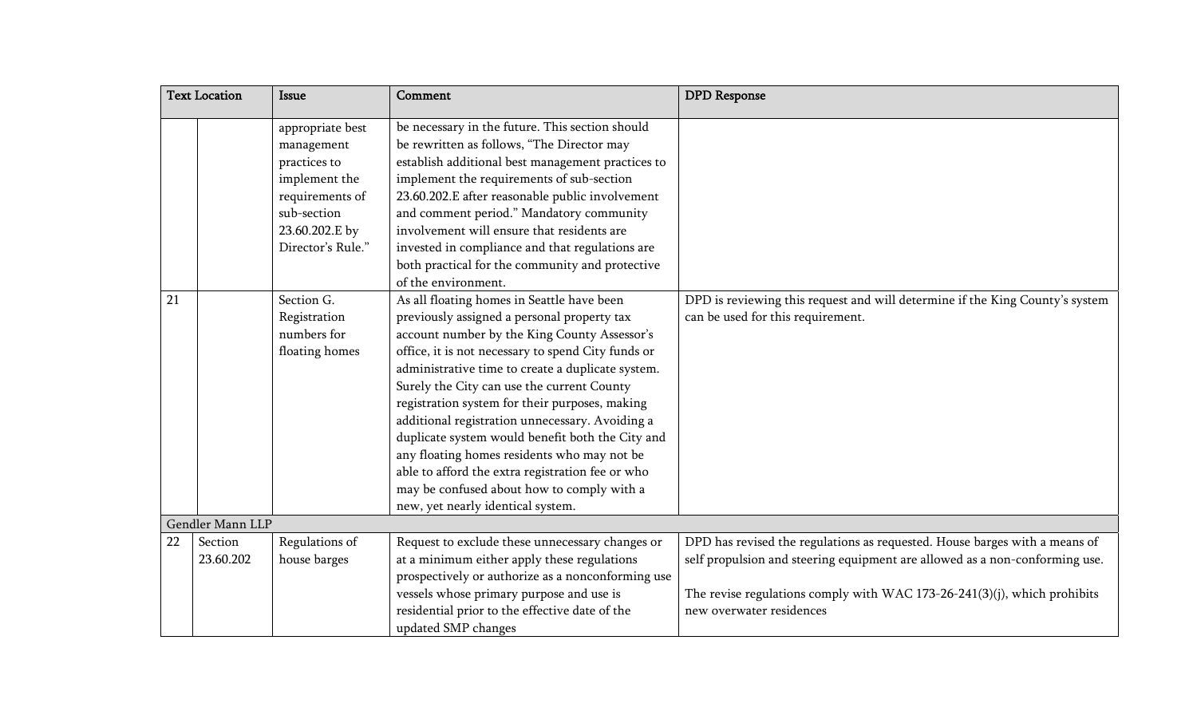| Text Location | | Issue | Comment | DPD Response |
|---|---|---|---|---|
| | | appropriate best management practices to implement the requirements of sub-section 23.60.202.E by Director's Rule." | be necessary in the future. This section should be rewritten as follows, "The Director may establish additional best management practices to implement the requirements of sub-section 23.60.202.E after reasonable public involvement and comment period." Mandatory community involvement will ensure that residents are invested in compliance and that regulations are both practical for the community and protective of the environment. | |
| 21 | | Section G. Registration numbers for floating homes | As all floating homes in Seattle have been previously assigned a personal property tax account number by the King County Assessor's office, it is not necessary to spend City funds or administrative time to create a duplicate system. Surely the City can use the current County registration system for their purposes, making additional registration unnecessary. Avoiding a duplicate system would benefit both the City and any floating homes residents who may not be able to afford the extra registration fee or who may be confused about how to comply with a new, yet nearly identical system. | DPD is reviewing this request and will determine if the King County's system can be used for this requirement. |
| Gendler Mann LLP | | | | |
| 22 | Section 23.60.202 | Regulations of house barges | Request to exclude these unnecessary changes or at a minimum either apply these regulations prospectively or authorize as a nonconforming use vessels whose primary purpose and use is residential prior to the effective date of the updated SMP changes | DPD has revised the regulations as requested. House barges with a means of self propulsion and steering equipment are allowed as a non-conforming use.<br><br>The revise regulations comply with WAC 173-26-241(3)(j), which prohibits new overwater residences |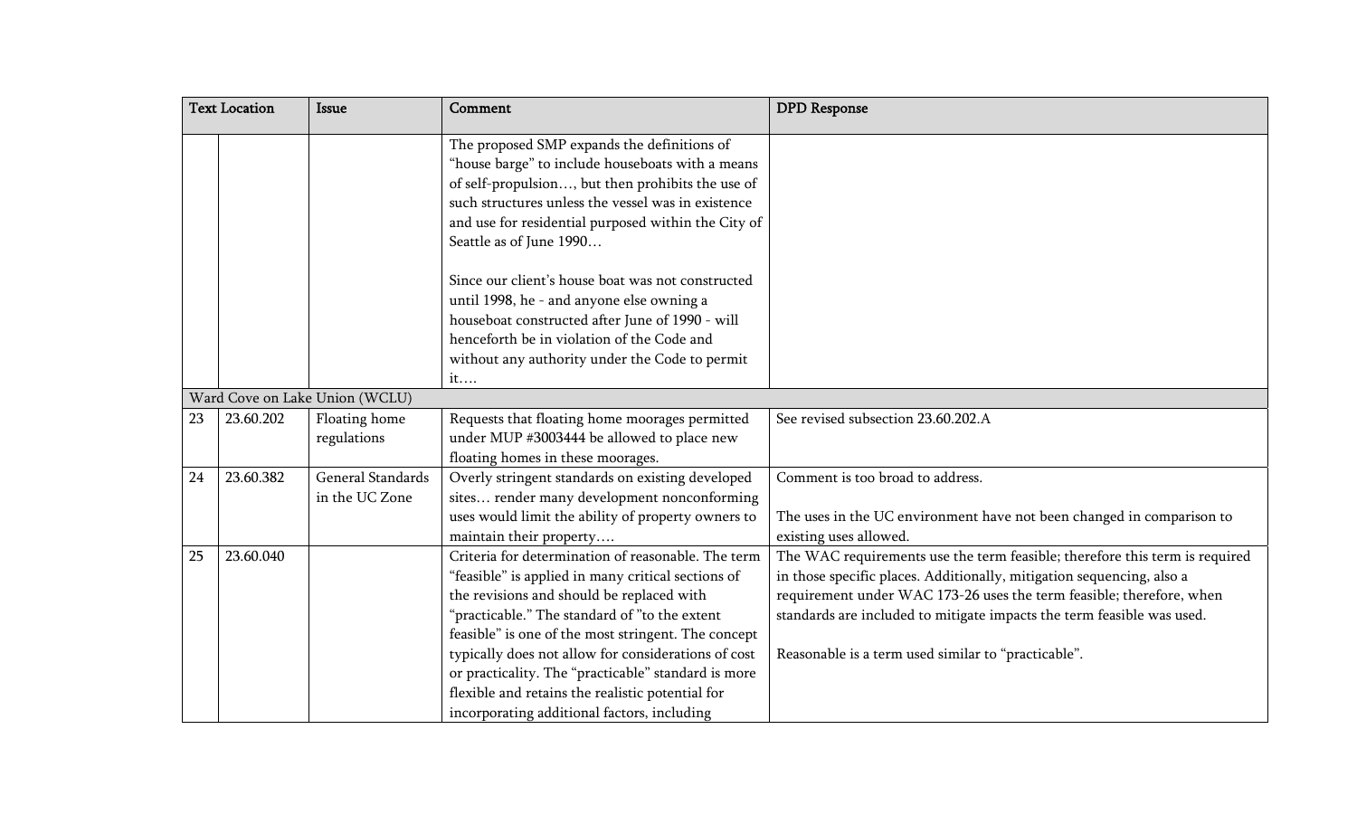| | Text Location | Issue | Comment | DPD Response |
|---|---|---|---|---|
| | | | The proposed SMP expands the definitions of "house barge" to include houseboats with a means of self-propulsion…, but then prohibits the use of such structures unless the vessel was in existence and use for residential purposed within the City of Seattle as of June 1990…<br><br>Since our client's house boat was not constructed until 1998, he - and anyone else owning a houseboat constructed after June of 1990 - will henceforth be in violation of the Code and without any authority under the Code to permit it…. | |
| Ward Cove on Lake Union (WCLU) | | | | |
| 23 | 23.60.202 | Floating home regulations | Requests that floating home moorages permitted under MUP #3003444 be allowed to place new floating homes in these moorages. | See revised subsection 23.60.202.A |
| 24 | 23.60.382 | General Standards in the UC Zone | Overly stringent standards on existing developed sites… render many development nonconforming uses would limit the ability of property owners to maintain their property…. | Comment is too broad to address.<br><br>The uses in the UC environment have not been changed in comparison to existing uses allowed. |
| 25 | 23.60.040 | | Criteria for determination of reasonable. The term "feasible" is applied in many critical sections of the revisions and should be replaced with "practicable." The standard of "to the extent feasible" is one of the most stringent. The concept typically does not allow for considerations of cost or practicality. The "practicable" standard is more flexible and retains the realistic potential for incorporating additional factors, including | The WAC requirements use the term feasible; therefore this term is required in those specific places. Additionally, mitigation sequencing, also a requirement under WAC 173-26 uses the term feasible; therefore, when standards are included to mitigate impacts the term feasible was used.<br><br>Reasonable is a term used similar to "practicable". |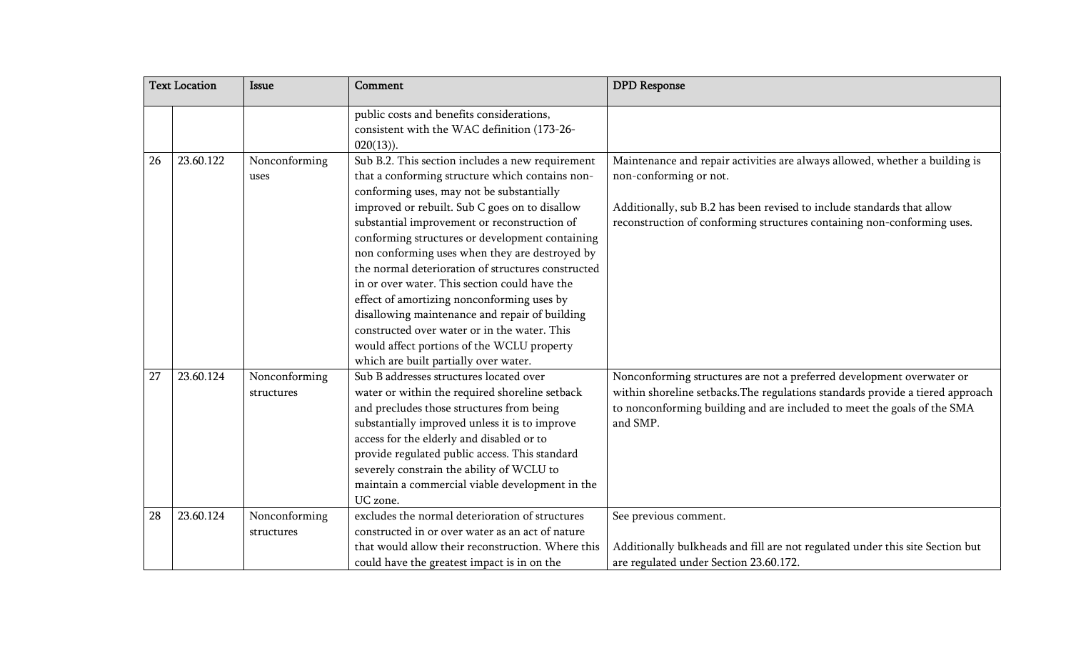| Text Location | | Issue | Comment | DPD Response |
|---|---|---|---|---|
| | | | public costs and benefits considerations, consistent with the WAC definition (173-26-020(13)). | |
| 26 | 23.60.122 | Nonconforming uses | Sub B.2. This section includes a new requirement that a conforming structure which contains non-conforming uses, may not be substantially improved or rebuilt. Sub C goes on to disallow substantial improvement or reconstruction of conforming structures or development containing non conforming uses when they are destroyed by the normal deterioration of structures constructed in or over water. This section could have the effect of amortizing nonconforming uses by disallowing maintenance and repair of building constructed over water or in the water. This would affect portions of the WCLU property which are built partially over water. | Maintenance and repair activities are always allowed, whether a building is non-conforming or not.<br><br>Additionally, sub B.2 has been revised to include standards that allow reconstruction of conforming structures containing non-conforming uses. |
| 27 | 23.60.124 | Nonconforming structures | Sub B addresses structures located over water or within the required shoreline setback and precludes those structures from being substantially improved unless it is to improve access for the elderly and disabled or to provide regulated public access. This standard severely constrain the ability of WCLU to maintain a commercial viable development in the UC zone. | Nonconforming structures are not a preferred development overwater or within shoreline setbacks.The regulations standards provide a tiered approach to nonconforming building and are included to meet the goals of the SMA and SMP. |
| 28 | 23.60.124 | Nonconforming structures | excludes the normal deterioration of structures constructed in or over water as an act of nature that would allow their reconstruction. Where this could have the greatest impact is in on the | See previous comment.<br><br>Additionally bulkheads and fill are not regulated under this site Section but are regulated under Section 23.60.172. |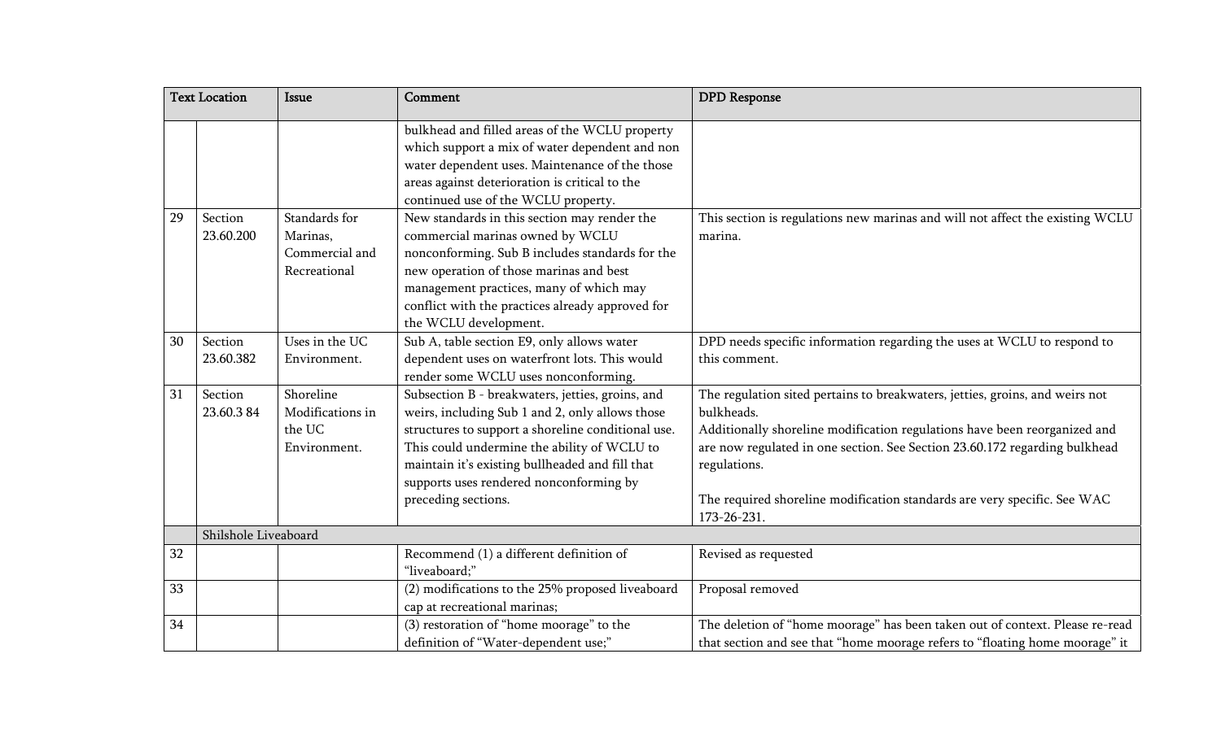| | Text Location | Issue | Comment | DPD Response |
|---|---|---|---|---|
| | | | bulkhead and filled areas of the WCLU property which support a mix of water dependent and non water dependent uses. Maintenance of the those areas against deterioration is critical to the continued use of the WCLU property. | |
| 29 | Section 23.60.200 | Standards for Marinas, Commercial and Recreational | New standards in this section may render the commercial marinas owned by WCLU nonconforming. Sub B includes standards for the new operation of those marinas and best management practices, many of which may conflict with the practices already approved for the WCLU development. | This section is regulations new marinas and will not affect the existing WCLU marina. |
| 30 | Section 23.60.382 | Uses in the UC Environment. | Sub A, table section E9, only allows water dependent uses on waterfront lots. This would render some WCLU uses nonconforming. | DPD needs specific information regarding the uses at WCLU to respond to this comment. |
| 31 | Section 23.60.3 84 | Shoreline Modifications in the UC Environment. | Subsection B - breakwaters, jetties, groins, and weirs, including Sub 1 and 2, only allows those structures to support a shoreline conditional use. This could undermine the ability of WCLU to maintain it's existing bullheaded and fill that supports uses rendered nonconforming by preceding sections. | The regulation sited pertains to breakwaters, jetties, groins, and weirs not bulkheads.<br>Additionally shoreline modification regulations have been reorganized and are now regulated in one section. See Section 23.60.172 regarding bulkhead regulations.<br><br>The required shoreline modification standards are very specific. See WAC 173-26-231. |
| | Shilshole Liveaboard | | | |
| 32 | | | Recommend (1) a different definition of "liveaboard;" | Revised as requested |
| 33 | | | (2) modifications to the 25% proposed liveaboard cap at recreational marinas; | Proposal removed |
| 34 | | | (3) restoration of "home moorage" to the definition of "Water-dependent use;" | The deletion of "home moorage" has been taken out of context. Please re-read that section and see that "home moorage refers to "floating home moorage" it |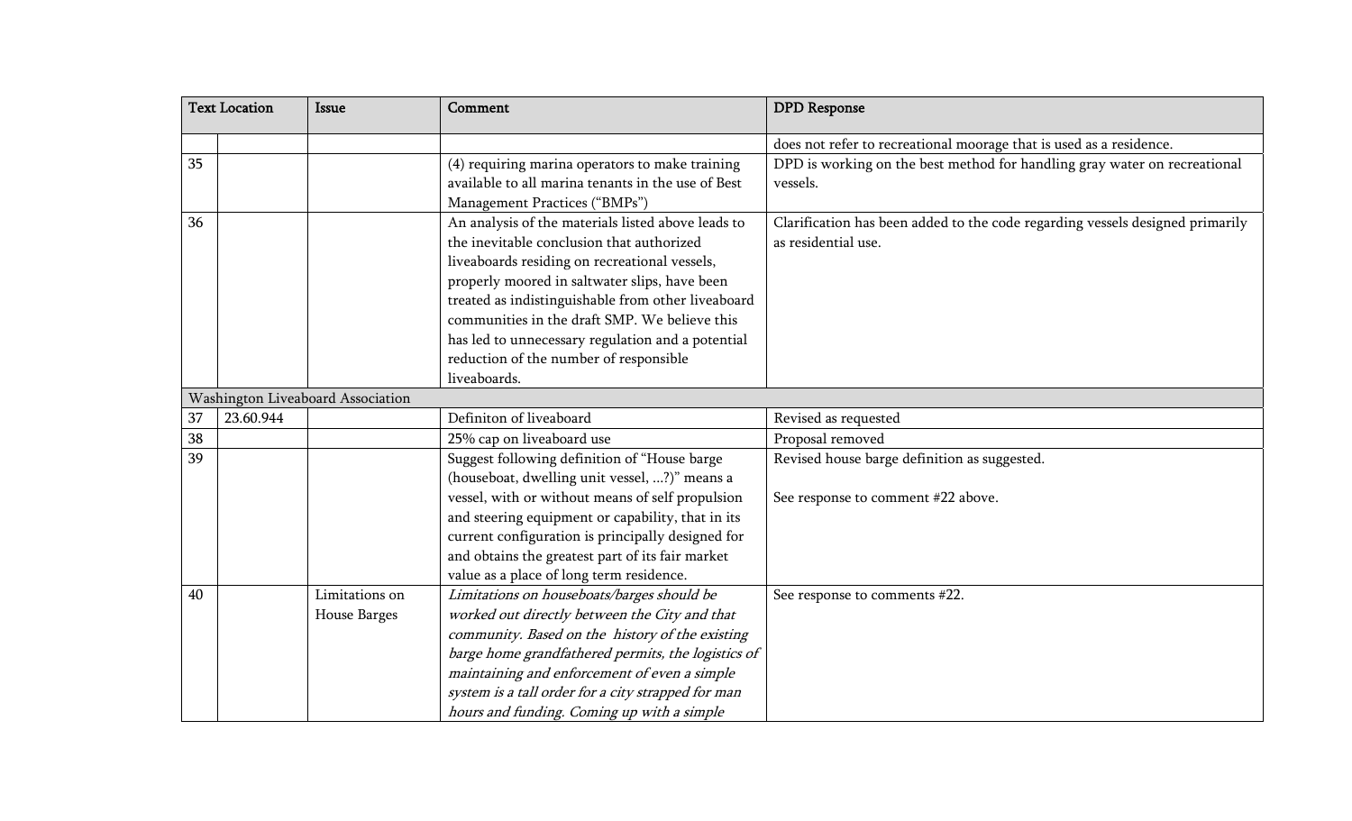| Text Location | | Issue | Comment | DPD Response |
|---|---|---|---|---|
| | | | | does not refer to recreational moorage that is used as a residence. |
| 35 | | | (4) requiring marina operators to make training available to all marina tenants in the use of Best Management Practices ("BMPs") | DPD is working on the best method for handling gray water on recreational vessels. |
| 36 | | | An analysis of the materials listed above leads to the inevitable conclusion that authorized liveaboards residing on recreational vessels, properly moored in saltwater slips, have been treated as indistinguishable from other liveaboard communities in the draft SMP. We believe this has led to unnecessary regulation and a potential reduction of the number of responsible liveaboards. | Clarification has been added to the code regarding vessels designed primarily as residential use. |
| Washington Liveaboard Association | | | | |
| 37 | 23.60.944 | | Definiton of liveaboard | Revised as requested |
| 38 | | | 25% cap on liveaboard use | Proposal removed |
| 39 | | | Suggest following definition of "House barge (houseboat, dwelling unit vessel, …?)" means a vessel, with or without means of self propulsion and steering equipment or capability, that in its current configuration is principally designed for and obtains the greatest part of its fair market value as a place of long term residence. | Revised house barge definition as suggested.<br><br>See response to comment #22 above. |
| 40 | | Limitations on House Barges | *Limitations on houseboats/barges should be worked out directly between the City and that community. Based on the history of the existing barge home grandfathered permits, the logistics of maintaining and enforcement of even a simple system is a tall order for a city strapped for man hours and funding. Coming up with a simple* | See response to comments #22. |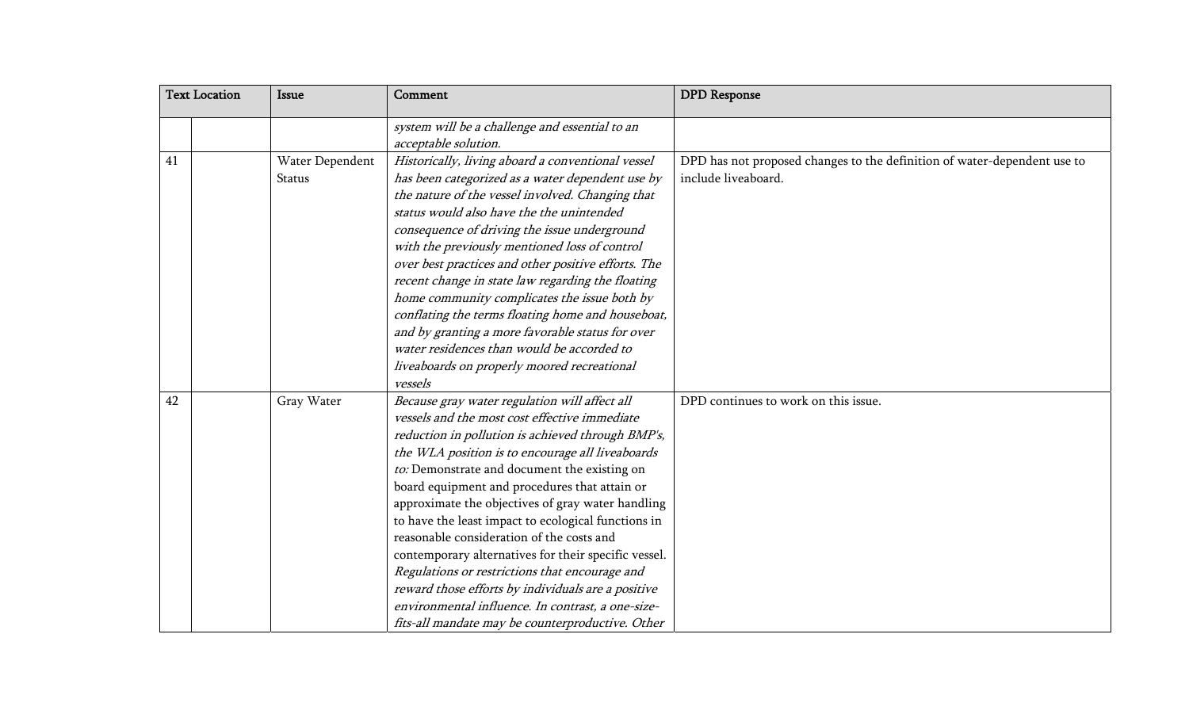| Text Location | | Issue | Comment | DPD Response |
|---|---|---|---|---|
| | | | *system will be a challenge and essential to an acceptable solution.* | |
| 41 | | Water Dependent Status | *Historically, living aboard a conventional vessel has been categorized as a water dependent use by the nature of the vessel involved. Changing that status would also have the the unintended consequence of driving the issue underground with the previously mentioned loss of control over best practices and other positive efforts. The recent change in state law regarding the floating home community complicates the issue both by conflating the terms floating home and houseboat, and by granting a more favorable status for over water residences than would be accorded to liveaboards on properly moored recreational vessels* | DPD has not proposed changes to the definition of water-dependent use to include liveaboard. |
| 42 | | Gray Water | *Because gray water regulation will affect all vessels and the most cost effective immediate reduction in pollution is achieved through BMP's, the WLA position is to encourage all liveaboards to:* Demonstrate and document the existing on board equipment and procedures that attain or approximate the objectives of gray water handling to have the least impact to ecological functions in reasonable consideration of the costs and contemporary alternatives for their specific vessel. *Regulations or restrictions that encourage and reward those efforts by individuals are a positive environmental influence. In contrast, a one-size-fits-all mandate may be counterproductive. Other* | DPD continues to work on this issue. |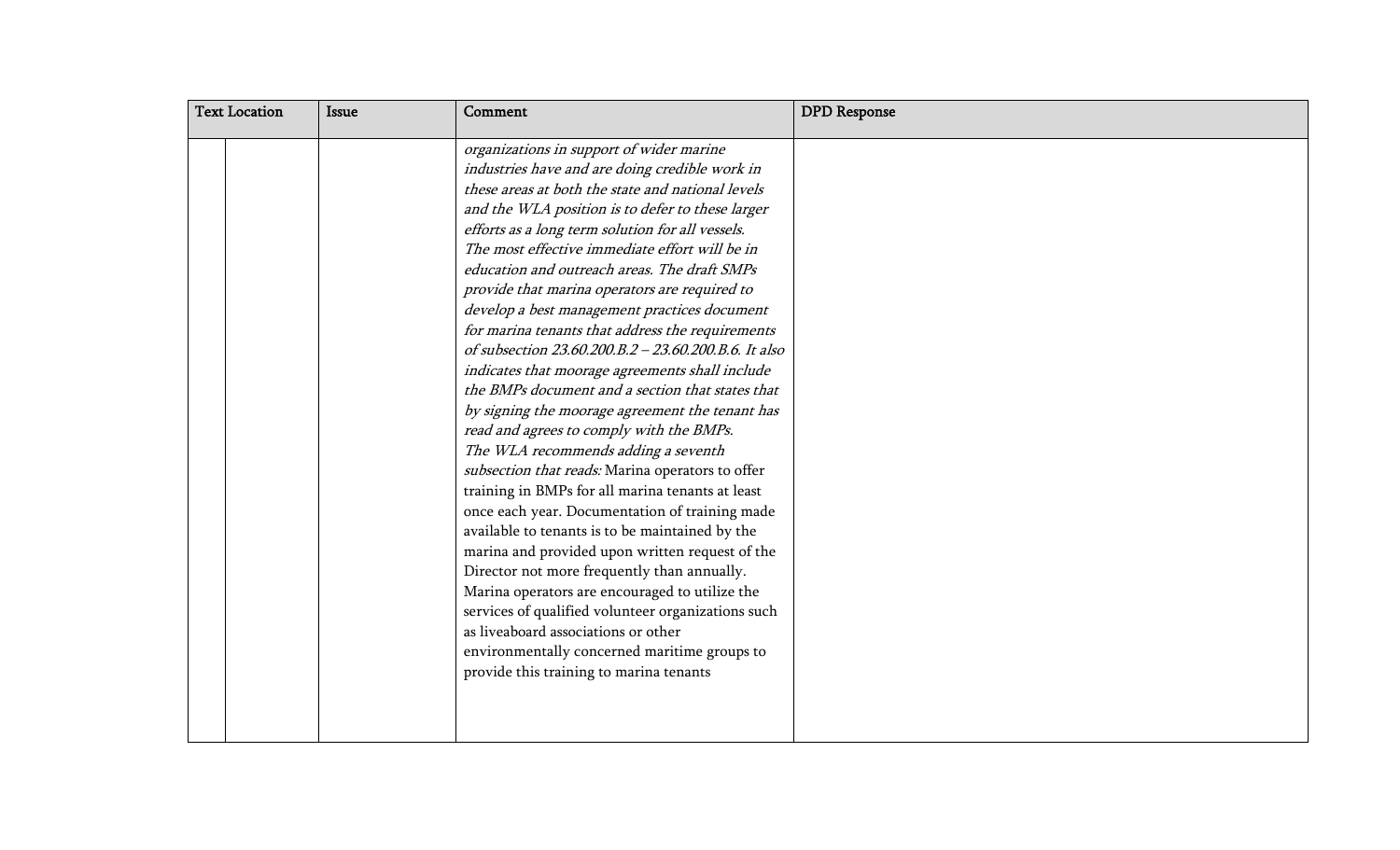| Text Location | | Issue | Comment | DPD Response |
|---|---|---|---|---|
| | | | *organizations in support of wider marine industries have and are doing credible work in these areas at both the state and national levels and the WLA position is to defer to these larger efforts as a long term solution for all vessels.* <br>*The most effective immediate effort will be in education and outreach areas. The draft SMPs provide that marina operators are required to develop a best management practices document for marina tenants that address the requirements of subsection 23.60.200.B.2 – 23.60.200.B.6. It also indicates that moorage agreements shall include the BMPs document and a section that states that by signing the moorage agreement the tenant has read and agrees to comply with the BMPs.* <br>*The WLA recommends adding a seventh subsection that reads:* Marina operators to offer training in BMPs for all marina tenants at least once each year. Documentation of training made available to tenants is to be maintained by the marina and provided upon written request of the Director not more frequently than annually. Marina operators are encouraged to utilize the services of qualified volunteer organizations such as liveaboard associations or other environmentally concerned maritime groups to provide this training to marina tenants | |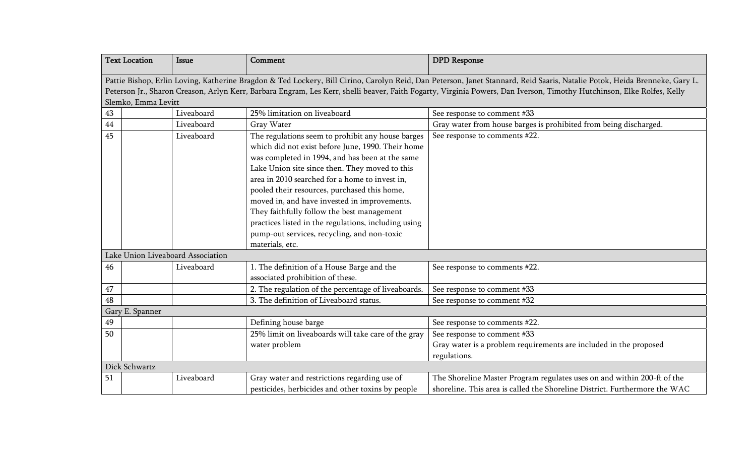| Text Location | | Issue | Comment | DPD Response |
|---|---|---|---|---|
| Pattie Bishop, Erlin Loving, Katherine Bragdon & Ted Lockery, Bill Cirino, Carolyn Reid, Dan Peterson, Janet Stannard, Reid Saaris, Natalie Potok, Heida Brenneke, Gary L. Peterson Jr., Sharon Creason, Arlyn Kerr, Barbara Engram, Les Kerr, shelli beaver, Faith Fogarty, Virginia Powers, Dan Iverson, Timothy Hutchinson, Elke Rolfes, Kelly Slemko, Emma Levitt | | | | |
| 43 | | Liveaboard | 25% limitation on liveaboard | See response to comment #33 |
| 44 | | Liveaboard | Gray Water | Gray water from house barges is prohibited from being discharged. |
| 45 | | Liveaboard | The regulations seem to prohibit any house barges which did not exist before June, 1990. Their home was completed in 1994, and has been at the same Lake Union site since then. They moved to this area in 2010 searched for a home to invest in, pooled their resources, purchased this home, moved in, and have invested in improvements. They faithfully follow the best management practices listed in the regulations, including using pump-out services, recycling, and non-toxic materials, etc. | See response to comments #22. |
| Lake Union Liveaboard Association | | | | |
| 46 | | Liveaboard | 1. The definition of a House Barge and the associated prohibition of these. | See response to comments #22. |
| 47 | | | 2. The regulation of the percentage of liveaboards. | See response to comment #33 |
| 48 | | | 3. The definition of Liveaboard status. | See response to comment #32 |
| Gary E. Spanner | | | | |
| 49 | | | Defining house barge | See response to comments #22. |
| 50 | | | 25% limit on liveaboards will take care of the gray water problem | See response to comment #33<br>Gray water is a problem requirements are included in the proposed regulations. |
| Dick Schwartz | | | | |
| 51 | | Liveaboard | Gray water and restrictions regarding use of pesticides, herbicides and other toxins by people | The Shoreline Master Program regulates uses on and within 200-ft of the shoreline. This area is called the Shoreline District. Furthermore the WAC |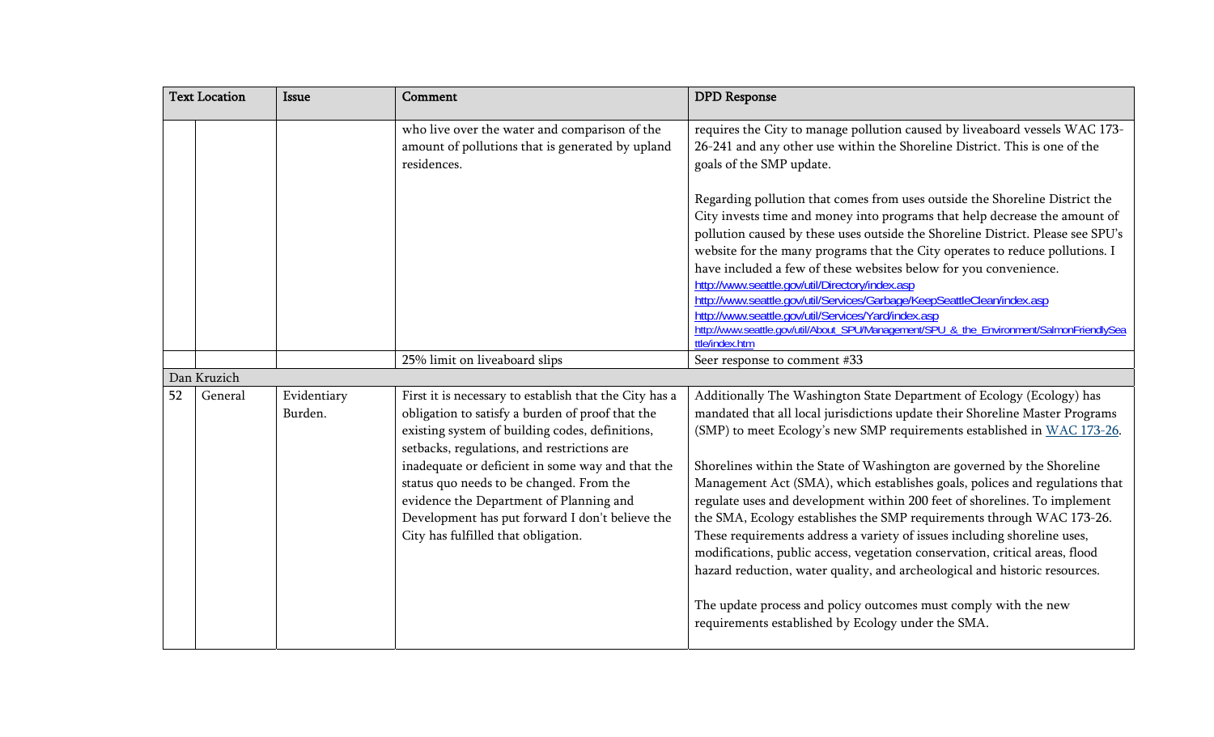| Text Location | | Issue | Comment | DPD Response |
|---|---|---|---|---|
| | | | who live over the water and comparison of the amount of pollutions that is generated by upland residences. | requires the City to manage pollution caused by liveaboard vessels WAC 173-26-241 and any other use within the Shoreline District. This is one of the goals of the SMP update.<br><br>Regarding pollution that comes from uses outside the Shoreline District the City invests time and money into programs that help decrease the amount of pollution caused by these uses outside the Shoreline District. Please see SPU's website for the many programs that the City operates to reduce pollutions. I have included a few of these websites below for you convenience.<br>http://www.seattle.gov/util/Directory/index.asp<br>http://www.seattle.gov/util/Services/Garbage/KeepSeattleClean/index.asp<br>http://www.seattle.gov/util/Services/Yard/index.asp<br>http://www.seattle.gov/util/About_SPU/Management/SPU_&_the_Environment/SalmonFriendlySeattle/index.htm |
| | | | 25% limit on liveaboard slips | Seer response to comment #33 |
| Dan Kruzich | | | | |
| 52 | General | Evidentiary Burden. | First it is necessary to establish that the City has a obligation to satisfy a burden of proof that the existing system of building codes, definitions, setbacks, regulations, and restrictions are inadequate or deficient in some way and that the status quo needs to be changed. From the evidence the Department of Planning and Development has put forward I don't believe the City has fulfilled that obligation. | Additionally The Washington State Department of Ecology (Ecology) has mandated that all local jurisdictions update their Shoreline Master Programs (SMP) to meet Ecology's new SMP requirements established in WAC 173-26.<br><br>Shorelines within the State of Washington are governed by the Shoreline Management Act (SMA), which establishes goals, polices and regulations that regulate uses and development within 200 feet of shorelines. To implement the SMA, Ecology establishes the SMP requirements through WAC 173-26. These requirements address a variety of issues including shoreline uses, modifications, public access, vegetation conservation, critical areas, flood hazard reduction, water quality, and archeological and historic resources.<br><br>The update process and policy outcomes must comply with the new requirements established by Ecology under the SMA. |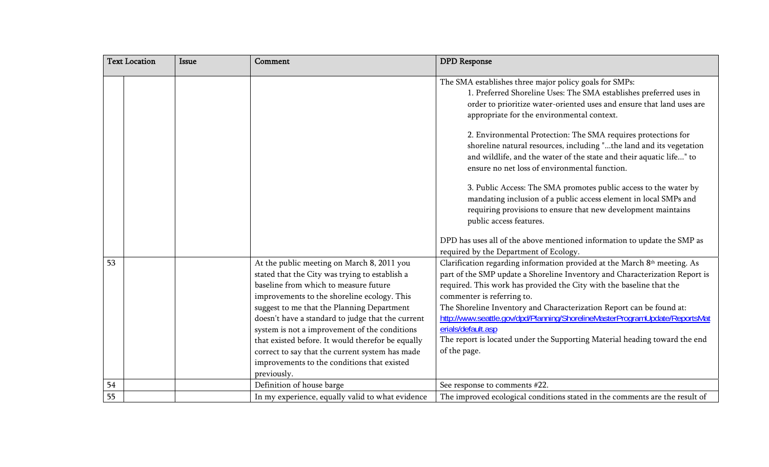| Text Location | | Issue | Comment | DPD Response |
|---|---|---|---|---|
| | | | | The SMA establishes three major policy goals for SMPs:<br>1. Preferred Shoreline Uses: The SMA establishes preferred uses in order to prioritize water-oriented uses and ensure that land uses are appropriate for the environmental context.<br><br>2. Environmental Protection: The SMA requires protections for shoreline natural resources, including "...the land and its vegetation and wildlife, and the water of the state and their aquatic life..." to ensure no net loss of environmental function.<br><br>3. Public Access: The SMA promotes public access to the water by mandating inclusion of a public access element in local SMPs and requiring provisions to ensure that new development maintains public access features.<br><br>DPD has uses all of the above mentioned information to update the SMP as required by the Department of Ecology. |
| 53 | | | At the public meeting on March 8, 2011 you stated that the City was trying to establish a baseline from which to measure future improvements to the shoreline ecology. This suggest to me that the Planning Department doesn't have a standard to judge that the current system is not a improvement of the conditions that existed before. It would therefor be equally correct to say that the current system has made improvements to the conditions that existed previously. | Clarification regarding information provided at the March 8th meeting. As part of the SMP update a Shoreline Inventory and Characterization Report is required. This work has provided the City with the baseline that the commenter is referring to.<br>The Shoreline Inventory and Characterization Report can be found at:<br>http://www.seattle.gov/dpd/Planning/ShorelineMasterProgramUpdate/ReportsMaterials/default.asp<br>The report is located under the Supporting Material heading toward the end of the page. |
| 54 | | | Definition of house barge | See response to comments #22. |
| 55 | | | In my experience, equally valid to what evidence | The improved ecological conditions stated in the comments are the result of |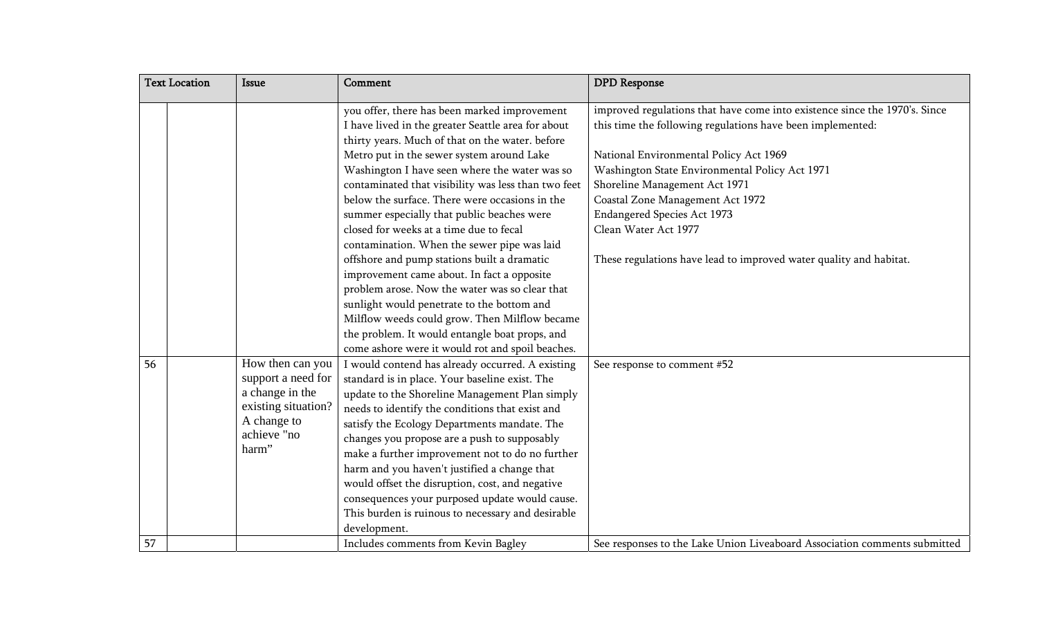| Text Location | | Issue | Comment | DPD Response |
|---|---|---|---|---|
| | | | you offer, there has been marked improvement I have lived in the greater Seattle area for about thirty years. Much of that on the water. before Metro put in the sewer system around Lake Washington I have seen where the water was so contaminated that visibility was less than two feet below the surface. There were occasions in the summer especially that public beaches were closed for weeks at a time due to fecal contamination. When the sewer pipe was laid offshore and pump stations built a dramatic improvement came about. In fact a opposite problem arose. Now the water was so clear that sunlight would penetrate to the bottom and Milflow weeds could grow. Then Milflow became the problem. It would entangle boat props, and come ashore were it would rot and spoil beaches. | improved regulations that have come into existence since the 1970's. Since this time the following regulations have been implemented:<br><br>National Environmental Policy Act 1969<br>Washington State Environmental Policy Act 1971<br>Shoreline Management Act 1971<br>Coastal Zone Management Act 1972<br>Endangered Species Act 1973<br>Clean Water Act 1977<br><br>These regulations have lead to improved water quality and habitat. |
| 56 | | How then can you support a need for a change in the existing situation? A change to achieve "no harm" | I would contend has already occurred. A existing standard is in place. Your baseline exist. The update to the Shoreline Management Plan simply needs to identify the conditions that exist and satisfy the Ecology Departments mandate. The changes you propose are a push to supposably make a further improvement not to do no further harm and you haven't justified a change that would offset the disruption, cost, and negative consequences your purposed update would cause. This burden is ruinous to necessary and desirable development. | See response to comment #52 |
| 57 | | | Includes comments from Kevin Bagley | See responses to the Lake Union Liveaboard Association comments submitted |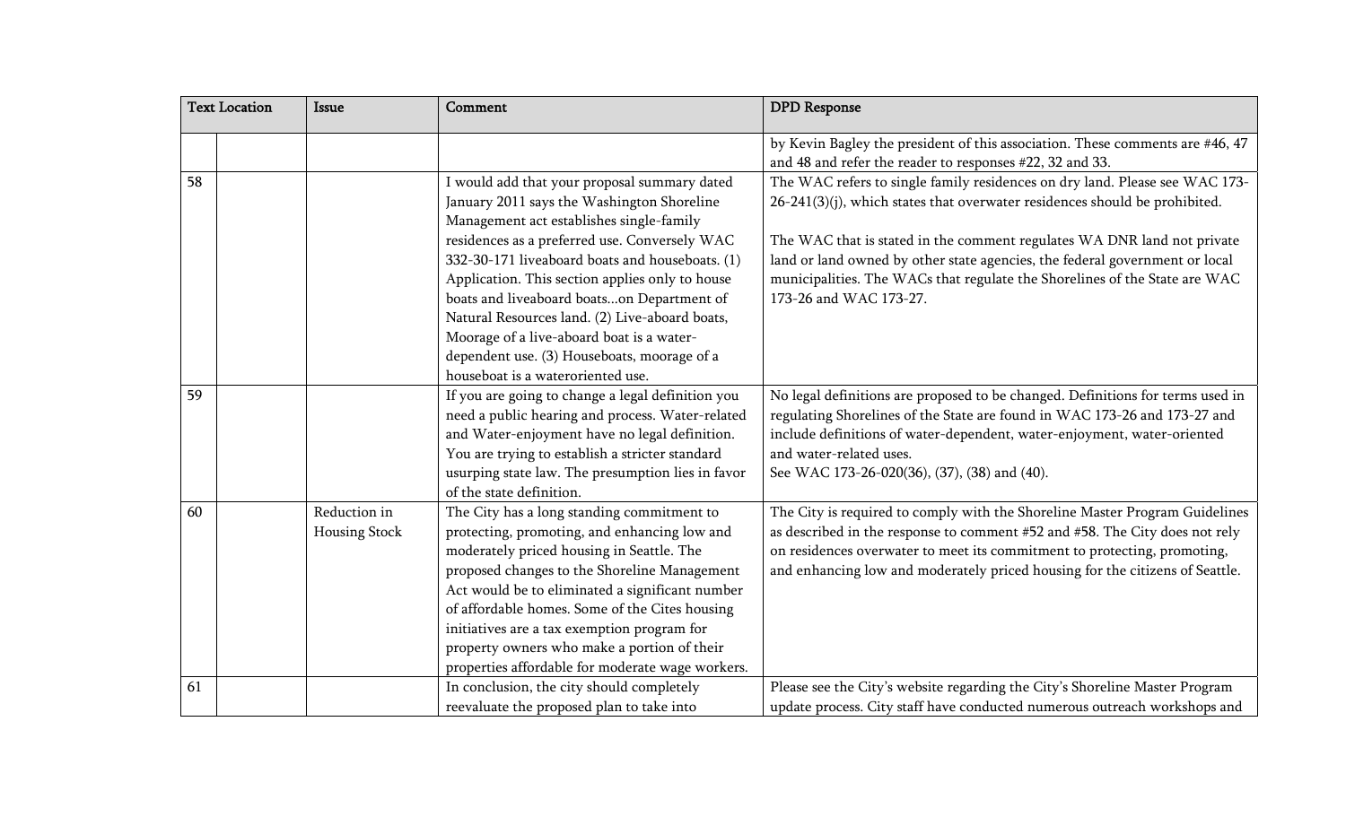| Text Location | | Issue | Comment | DPD Response |
|---|---|---|---|---|
| | | | | by Kevin Bagley the president of this association. These comments are #46, 47 and 48 and refer the reader to responses #22, 32 and 33. |
| 58 | | | I would add that your proposal summary dated January 2011 says the Washington Shoreline Management act establishes single-family residences as a preferred use. Conversely WAC 332-30-171 liveaboard boats and houseboats. (1) Application. This section applies only to house boats and liveaboard boats...on Department of Natural Resources land. (2) Live-aboard boats, Moorage of a live-aboard boat is a water-dependent use. (3) Houseboats, moorage of a houseboat is a wateroriented use. | The WAC refers to single family residences on dry land. Please see WAC 173-26-241(3)(j), which states that overwater residences should be prohibited.<br><br>The WAC that is stated in the comment regulates WA DNR land not private land or land owned by other state agencies, the federal government or local municipalities. The WACs that regulate the Shorelines of the State are WAC 173-26 and WAC 173-27. |
| 59 | | | If you are going to change a legal definition you need a public hearing and process. Water-related and Water-enjoyment have no legal definition. You are trying to establish a stricter standard usurping state law. The presumption lies in favor of the state definition. | No legal definitions are proposed to be changed. Definitions for terms used in regulating Shorelines of the State are found in WAC 173-26 and 173-27 and include definitions of water-dependent, water-enjoyment, water-oriented and water-related uses.<br>See WAC 173-26-020(36), (37), (38) and (40). |
| 60 | | Reduction in Housing Stock | The City has a long standing commitment to protecting, promoting, and enhancing low and moderately priced housing in Seattle. The proposed changes to the Shoreline Management Act would be to eliminated a significant number of affordable homes. Some of the Cites housing initiatives are a tax exemption program for property owners who make a portion of their properties affordable for moderate wage workers. | The City is required to comply with the Shoreline Master Program Guidelines as described in the response to comment #52 and #58. The City does not rely on residences overwater to meet its commitment to protecting, promoting, and enhancing low and moderately priced housing for the citizens of Seattle. |
| 61 | | | In conclusion, the city should completely reevaluate the proposed plan to take into | Please see the City's website regarding the City's Shoreline Master Program update process. City staff have conducted numerous outreach workshops and |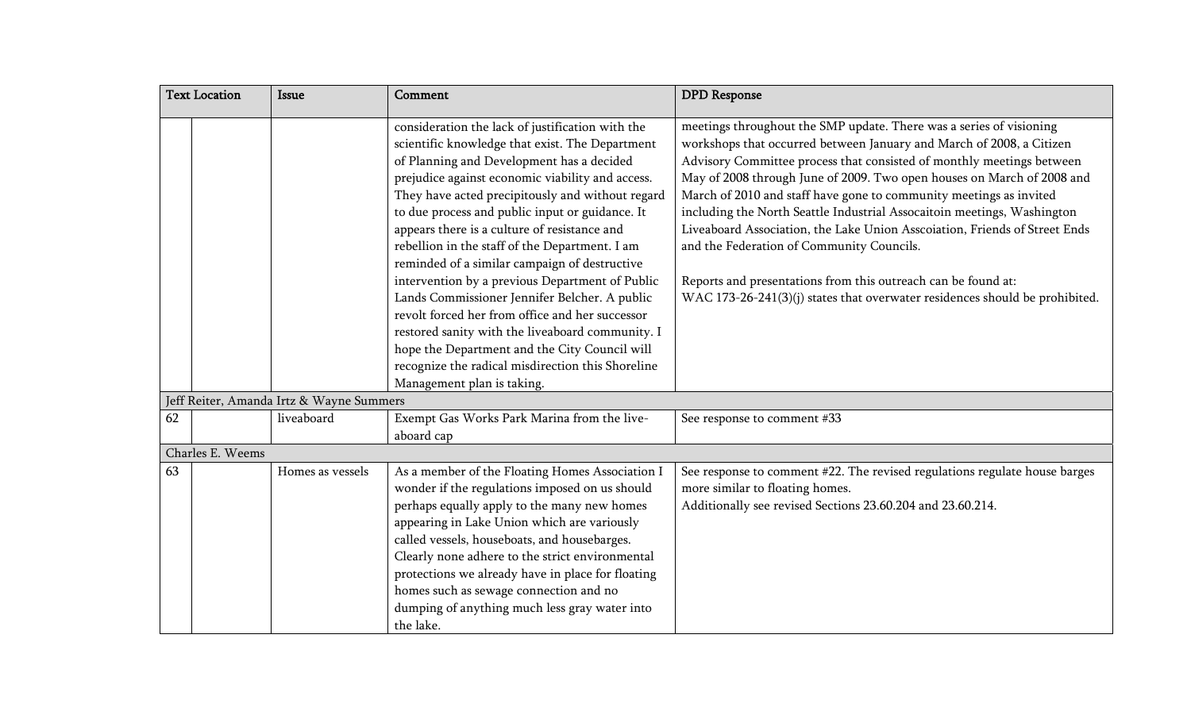| Text Location | | Issue | Comment | DPD Response |
|---|---|---|---|---|
| | | | consideration the lack of justification with the scientific knowledge that exist. The Department of Planning and Development has a decided prejudice against economic viability and access. They have acted precipitously and without regard to due process and public input or guidance. It appears there is a culture of resistance and rebellion in the staff of the Department. I am reminded of a similar campaign of destructive intervention by a previous Department of Public Lands Commissioner Jennifer Belcher. A public revolt forced her from office and her successor restored sanity with the liveaboard community. I hope the Department and the City Council will recognize the radical misdirection this Shoreline Management plan is taking. | meetings throughout the SMP update. There was a series of visioning workshops that occurred between January and March of 2008, a Citizen Advisory Committee process that consisted of monthly meetings between May of 2008 through June of 2009. Two open houses on March of 2008 and March of 2010 and staff have gone to community meetings as invited including the North Seattle Industrial Assocaitoin meetings, Washington Liveaboard Association, the Lake Union Asscoiation, Friends of Street Ends and the Federation of Community Councils.<br><br>Reports and presentations from this outreach can be found at:<br>WAC 173-26-241(3)(j) states that overwater residences should be prohibited. |
| Jeff Reiter, Amanda Irtz & Wayne Summers | | | | |
| 62 | | liveaboard | Exempt Gas Works Park Marina from the live-aboard cap | See response to comment #33 |
| Charles E. Weems | | | | |
| 63 | | Homes as vessels | As a member of the Floating Homes Association I wonder if the regulations imposed on us should perhaps equally apply to the many new homes appearing in Lake Union which are variously called vessels, houseboats, and housebarges. Clearly none adhere to the strict environmental protections we already have in place for floating homes such as sewage connection and no dumping of anything much less gray water into the lake. | See response to comment #22. The revised regulations regulate house barges more similar to floating homes.<br>Additionally see revised Sections 23.60.204 and 23.60.214. |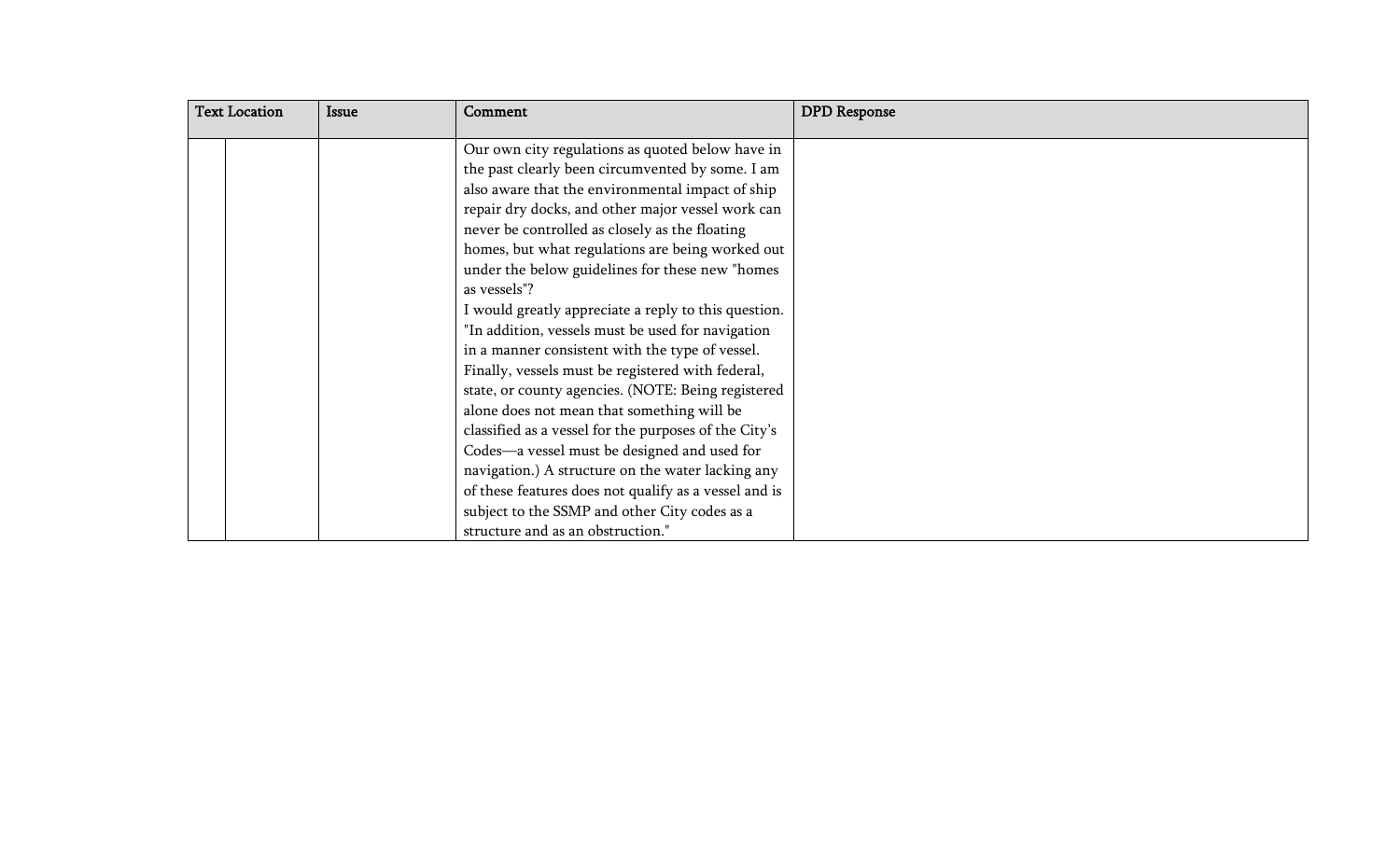| Text Location | | Issue | Comment | DPD Response |
|---|---|---|---|---|
| | | | Our own city regulations as quoted below have in the past clearly been circumvented by some. I am also aware that the environmental impact of ship repair dry docks, and other major vessel work can never be controlled as closely as the floating homes, but what regulations are being worked out under the below guidelines for these new "homes as vessels"?<br>I would greatly appreciate a reply to this question.<br>"In addition, vessels must be used for navigation in a manner consistent with the type of vessel. Finally, vessels must be registered with federal, state, or county agencies. (NOTE: Being registered alone does not mean that something will be classified as a vessel for the purposes of the City's Codes—a vessel must be designed and used for navigation.) A structure on the water lacking any of these features does not qualify as a vessel and is subject to the SSMP and other City codes as a structure and as an obstruction." | |